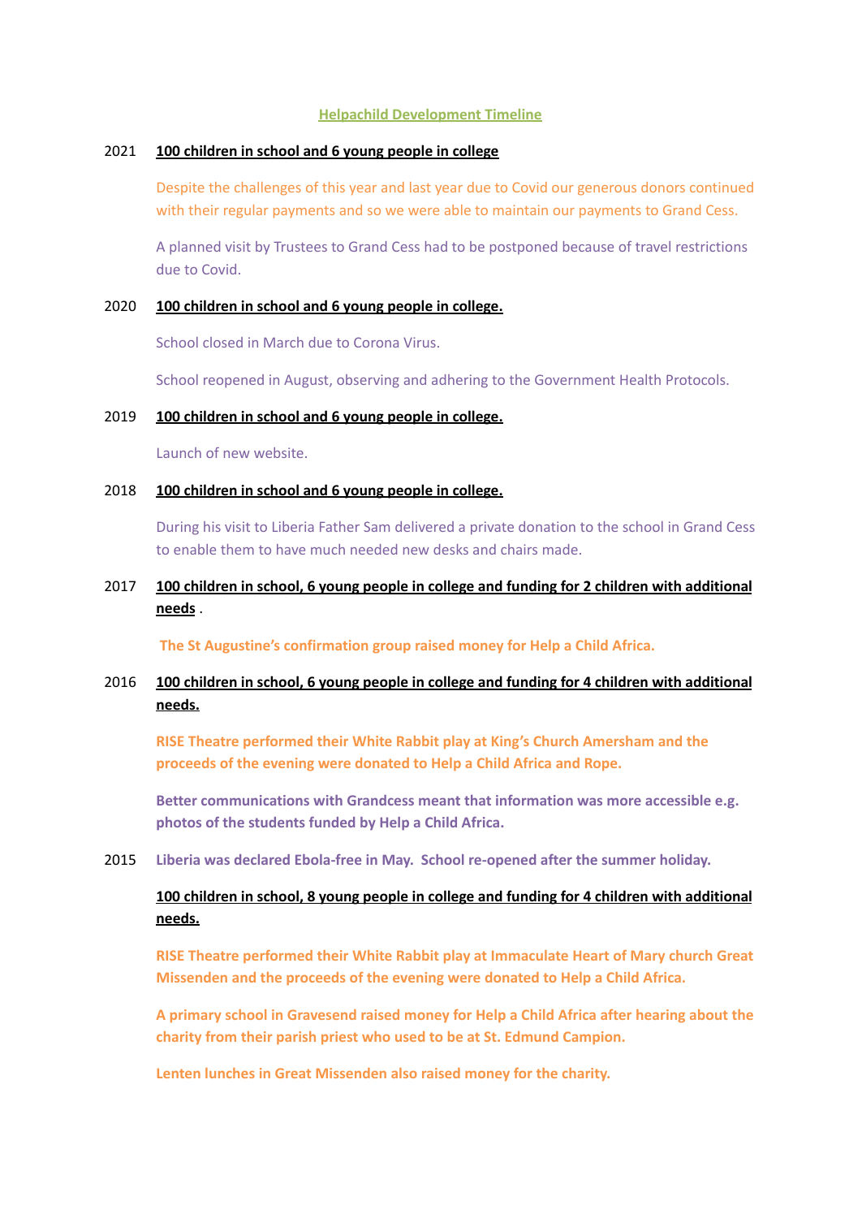# Helpachild Development Timeline

**2021 100 children in school and 6 young people in college**

Despite the challenges of this year and last year due to Covid our generous donors continued with their regular payments and so we were able to maintain our payments to Grand Cess.

A planned visit by Trustees to Grand Cess had to be postponed because of travel restrictions due to Covid.

**2020 100 children in school and 6 young people in college.**

School closed in March due to Corona Virus.

School reopened in August, observing and adhering to the Government Health Protocols.

**2019 100 children in school and 6 young people in college.**

Launch of new website.

**2018 100 children in school and 6 young people in college.**

During his visit to Liberia Father Sam delivered a private donation to the school in Grand Cess to enable them to have much needed new desks and chairs made.

**2017 100 children in school, 6 young people in college and funding for 2 children with additional needs** .

**The St Augustine's confirmation group raised money for Help a Child Africa.**

**2016 100 children in school, 6 young people in college and funding for 4 children with additional needs.**

**RISE Theatre performed their White Rabbit play at King's Church Amersham and the proceeds of the evening were donated to Help a Child Africa and Rope.**

**Better communications with Grandcess meant that information was more accessible e.g. photos of the students funded by Help a Child Africa.**

2015 **Liberia was declared Ebola-free in May. School re-opened after the summer holiday.**

**100 children in school, 8 young people in college and funding for 4 children with additional needs.**

**RISE Theatre performed their White Rabbit play at Immaculate Heart of Mary church Great Missenden and the proceeds of the evening were donated to Help a Child Africa.**

**A primary school in Gravesend raised money for Help a Child Africa after hearing about the charity from their parish priest who used to be at St. Edmund Campion.**

**Lenten lunches in Great Missenden also raised money for the charity.**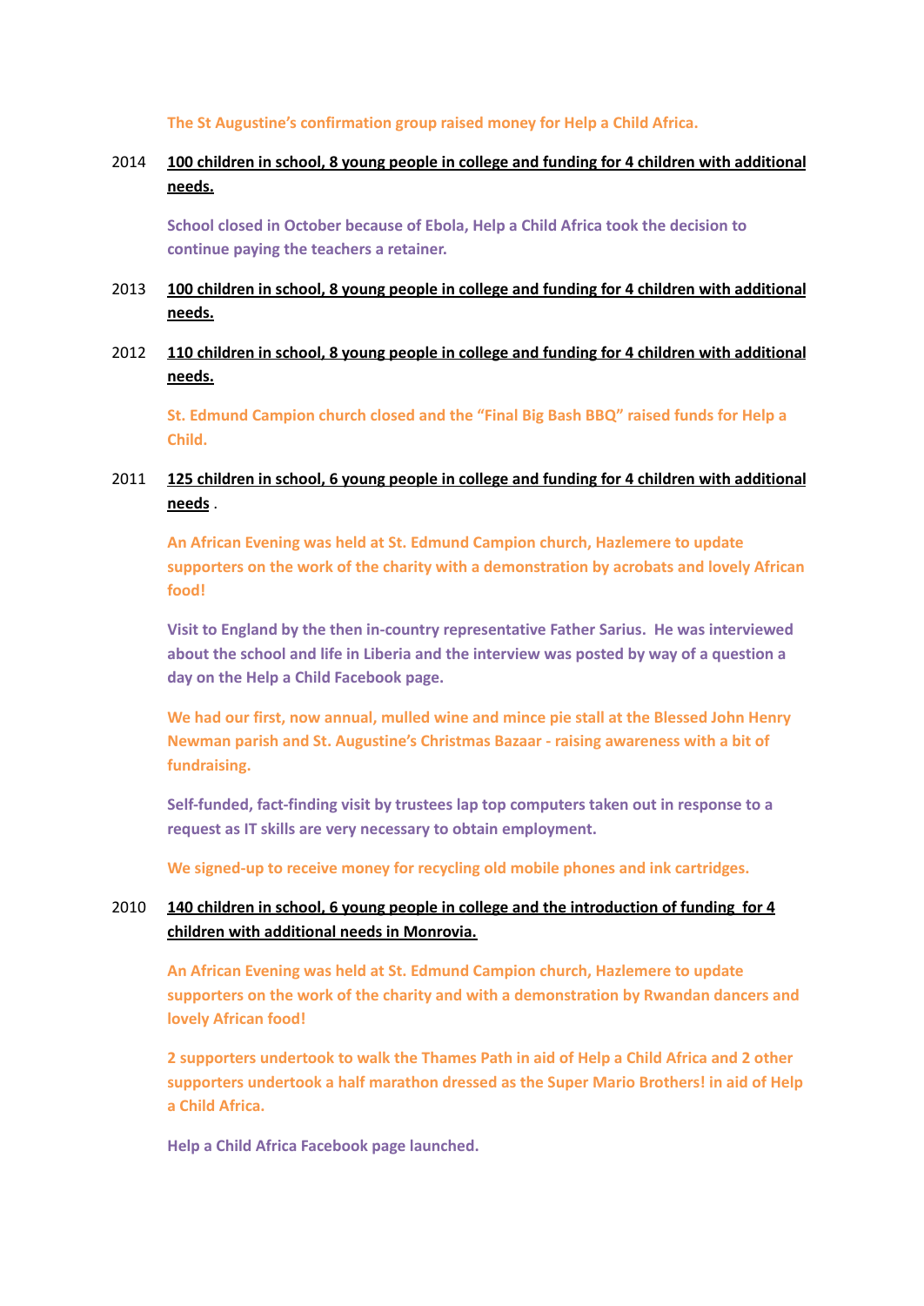**The St Augustine's confirmation group raised money for Help a Child Africa.**

2014 **100 children in school, 8 young people in college and funding for 4 children with additional needs.**

**School closed in October because of Ebola, Help a Child Africa took the decision to continue paying the teachers a retainer.**

2013 **100 children in school, 8 young people in college and funding for 4 children with additional needs.**

2012 **110 children in school, 8 young people in college and funding for 4 children with additional needs.**

**St. Edmund Campion church closed and the "Final Big Bash BBQ" raised funds for Help a Child.**

2011 **125 children in school, 6 young people in college and funding for 4 children with additional needs** .

**An African Evening was held at St. Edmund Campion church, Hazlemere to update supporters on the work of the charity with a demonstration by acrobats and lovely African food!**

**Visit to England by the then in-country representative Father Sarius. He was interviewed about the school and life in Liberia and the interview was posted by way of a question a day on the Help a Child Facebook page.**

**We had our first, now annual, mulled wine and mince pie stall at the Blessed John Henry Newman parish and St. Augustine's Christmas Bazaar - raising awareness with a bit of fundraising.**

**Self-funded, fact-finding visit by trustees lap top computers taken out in response to a request as IT skills are very necessary to obtain employment.**

**We signed-up to receive money for recycling old mobile phones and ink cartridges.**

2010 **140 children in school, 6 young people in college and the introduction of funding for 4 children with additional needs in Monrovia.**

**An African Evening was held at St. Edmund Campion church, Hazlemere to update supporters on the work of the charity and with a demonstration by Rwandan dancers and lovely African food!**

**2 supporters undertook to walk the Thames Path in aid of Help a Child Africa and 2 other supporters undertook a half marathon dressed as the Super Mario Brothers! in aid of Help a Child Africa.**

**Help a Child Africa Facebook page launched.**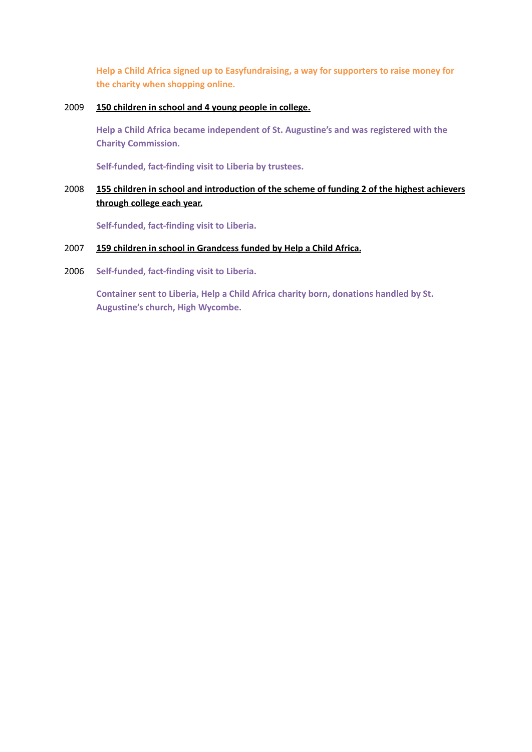**Help a Child Africa signed up to Easyfundraising, a way for supporters to raise money for the charity when shopping online.**

2009 **150 children in school and 4 young people in college.**

**Help a Child Africa became independent of St. Augustine's and was registered with the Charity Commission.**

**Self-funded, fact-finding visit to Liberia by trustees.**

2008 **155 children in school and introduction of the scheme of funding 2 of the highest achievers through college each year.**

**Self-funded, fact-finding visit to Liberia.**

2007 **159 children in school in Grandcess funded by Help a Child Africa.**

2006 **Self-funded, fact-finding visit to Liberia.**

**Container sent to Liberia, Help a Child Africa charity born, donations handled by St. Augustine's church, High Wycombe.**